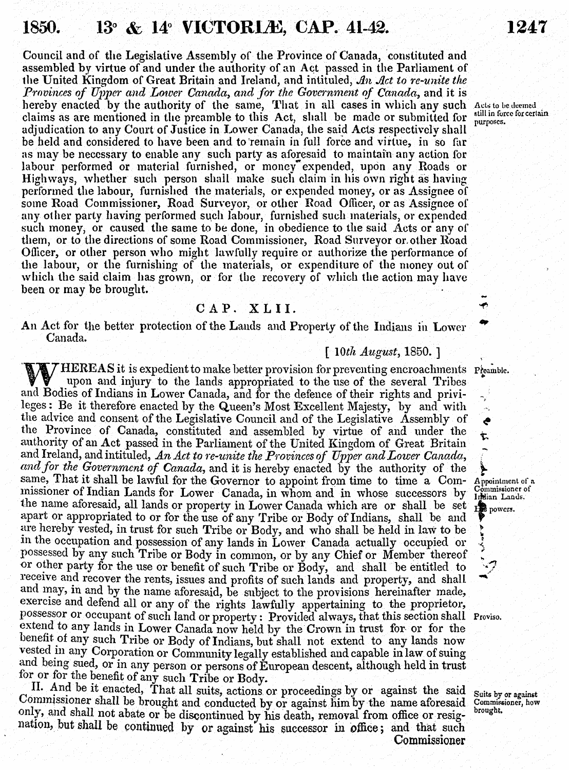Council and of the Legislative Assembly of the Province of Canada, constituted and assembled by virtue of and under the authority of an Act passed in the Parliament of the United Kingdom of Great Britain and Ireland, and intituled, *An Act to re-unite the Provinces of Upper and Lower Canada, and for the Government of Canada*, and it is hereby enacted by the authority of the same, That in all cases in which any such claims as are mentioned in the preamble to this Act, shall be made or submitted for adjudication to any Court of Justice in Lower Canada, the said Acts respectively shall be held and considered to have been and to remain in full force and virtue, in so far as may be necessary to enable any such party as aforesaid to maintain any action for labour performed or material furnished, or money expended, upon any Roads or Highways, whether such person shall make such claim in his own right as having performed the labour, furnished the materials, or expended money, or as Assignee of some Road Commissioner, Road Surveyor, or other Road Officer, or as Assignee of any other party having performed such labour, furnished such materials, or expended such money, or caused the same to be done, in obedience to the said Acts or any of them, or to the directions of some Road Commissioner, Road Surveyor or other Road Officer, or other person who might lawfully require or authorize the performance of the labour, or the furnishing of the materials, or expenditure of the money out of which the said claim has grown, or for the recovery of which the action may have been or may be brought.

*Acts to be deemed still in force for certain purposes.*

## CAP. XLII.

An Act for the better protection of the Lands and Property of the Indians in Lower Canada.

[ *10th August*, 1850. ]

*Preamble.*

WHEREAS it is expedient to make better provision for preventing encroachments upon and injury to the lands appropriated to the use of the several Tribes and Bodies of Indians in Lower Canada, and for the defence of their rights and privileges: Be it therefore enacted by the Queen's Most Excellent Majesty, by and with the advice and consent of the Legislative Council and of the Legislative Assembly of the Province of Canada, constituted and assembled by virtue of and under the authority of an Act passed in the Parliament of the United Kingdom of Great Britain and Ireland, and intituled, *An Act to re-unite the Provinces of Upper and Lower Canada, and for the Government of Canada*, and it is hereby enacted by the authority of the same, That it shall be lawful for the Governor to appoint from time to time a Commissioner of Indian Lands for Lower Canada, in whom and in whose successors by the name aforesaid, all lands or property in Lower Canada which are or shall be set apart or appropriated to or for the use of any Tribe or Body of Indians, shall be and are hereby vested, in trust for such Tribe or Body, and who shall be held in law to be in the occupation and possession of any lands in Lower Canada actually occupied or possessed by any such Tribe or Body in common, or by any Chief or Member thereof or other party for the use or benefit of such Tribe or Body, and shall be entitled to receive and recover the rents, issues and profits of such lands and property, and shall and may, in and by the name aforesaid, be subject to the provisions hereinafter made, exercise and defend all or any of the rights lawfully appertaining to the proprietor, possessor or occupant of such land or property: Provided always, that this section shall extend to any lands in Lower Canada now held by the Crown in trust for or for the benefit of any such Tribe or Body of Indians, but shall not extend to any lands now vested in any Corporation or Community legally established and capable in law of suing and being sued, or in any person or persons of European descent, although held in trust for or for the benefit of any such Tribe or Body.

*Appointment of a Commissioner of Indian Lands. His powers.*

*Proviso.*

II. And be it enacted, That all suits, actions or proceedings by or against the said Commissioner shall be brought and conducted by or against him by the name aforesaid only, and shall not abate or be discontinued by his death, removal from office or resignation, but shall be continued by or against his successor in office; and that such Commissioner

*Suits by or against Commissioner, how brought.*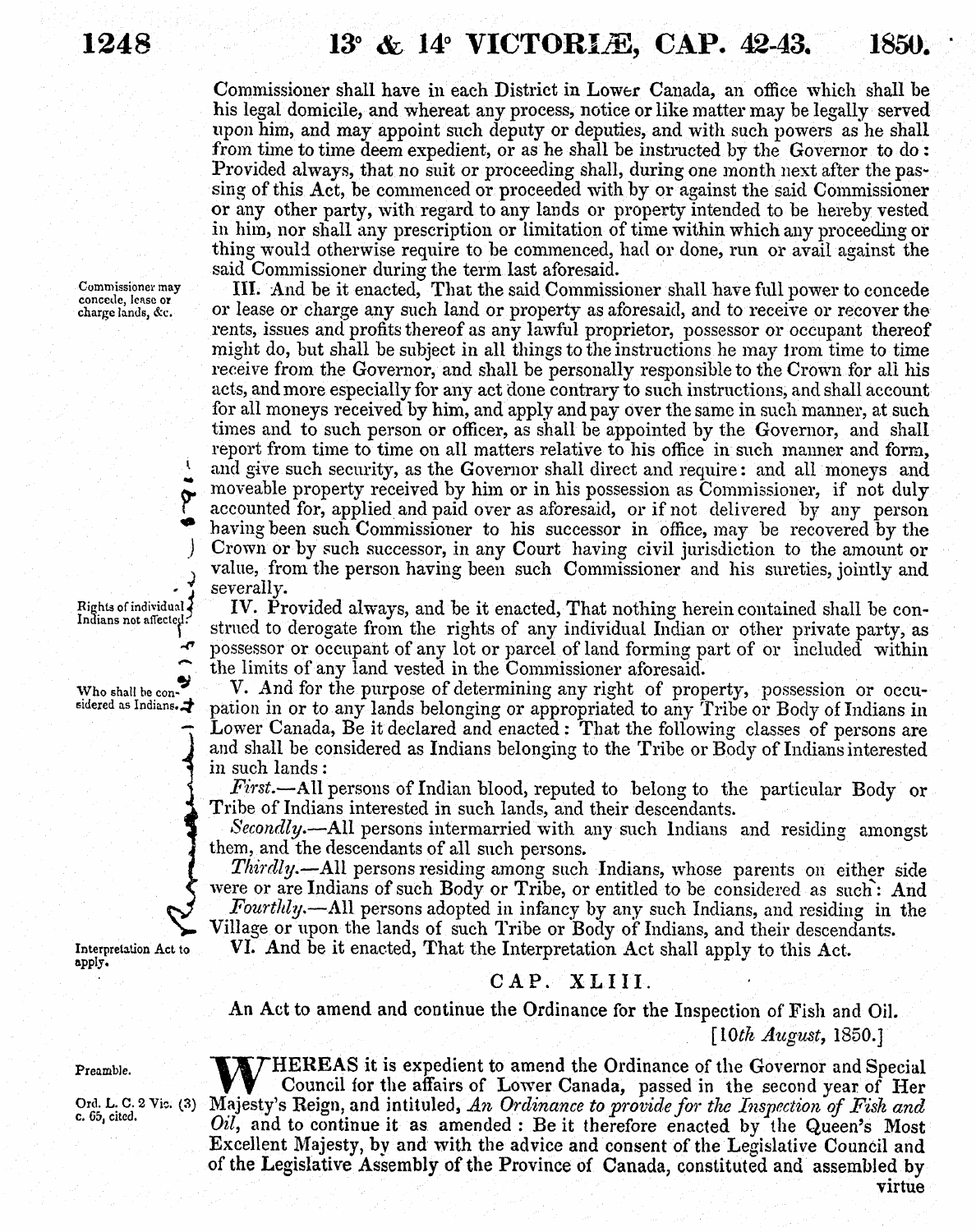Commissioner shall have in each District in Lower Canada, an office which shall be his legal domicile, and whereat any process, notice or like matter may be legally served upon him, and may appoint such deputy or deputies, and with such powers as he shall from time to time deem expedient, or as he shall be instructed by the Governor to do: Provided always, that no suit or proceeding shall, during one month next after the passing of this Act, be commenced or proceeded with by or against the said Commissioner or any other party, with regard to any lands or property intended to be hereby vested in him, nor shall any prescription or limitation of time within which any proceeding or thing would otherwise require to be commenced, had or done, run or avail against the said Commissioner during the term last aforesaid.

*Commissioner may concede, lease or charge lands, &c.*

III. And be it enacted, That the said Commissioner shall have full power to concede or lease or charge any such land or property as aforesaid, and to receive or recover the rents, issues and profits thereof as any lawful proprietor, possessor or occupant thereof might do, but shall be subject in all things to the instructions he may from time to time receive from the Governor, and shall be personally responsible to the Crown for all his acts, and more especially for any act done contrary to such instructions, and shall account for all moneys received by him, and apply and pay over the same in such manner, at such times and to such person or officer, as shall be appointed by the Governor, and shall report from time to time on all matters relative to his office in such manner and form, and give such security, as the Governor shall direct and require: and all moneys and moveable property received by him or in his possession as Commissioner, if not duly accounted for, applied and paid over as aforesaid, or if not delivered by any person having been such Commissioner to his successor in office, may be recovered by the Crown or by such successor, in any Court having civil jurisdiction to the amount or value, from the person having been such Commissioner and his sureties, jointly and severally.

*Rights of individual Indians not affected.*

IV. Provided always, and be it enacted, That nothing herein contained shall be construed to derogate from the rights of any individual Indian or other private party, as possessor or occupant of any lot or parcel of land forming part of or included within the limits of any land vested in the Commissioner aforesaid.

*Who shall be considered as Indians.*

V. And for the purpose of determining any right of property, possession or occupation in or to any lands belonging or appropriated to any Tribe or Body of Indians in Lower Canada, Be it declared and enacted: That the following classes of persons are and shall be considered as Indians belonging to the Tribe or Body of Indians interested in such lands:

*First.*—All persons of Indian blood, reputed to belong to the particular Body or Tribe of Indians interested in such lands, and their descendants.

*Secondly.*—All persons intermarried with any such Indians and residing amongst them, and the descendants of all such persons.

*Thirdly.*—All persons residing among such Indians, whose parents on either side were or are Indians of such Body or Tribe, or entitled to be considered as such: And

*Fourthly.*—All persons adopted in infancy by any such Indians, and residing in the Village or upon the lands of such Tribe or Body of Indians, and their descendants.

*Interpretation Act to apply.*

VI. And be it enacted, That the Interpretation Act shall apply to this Act.

## CAP. XLIII.

An Act to amend and continue the Ordinance for the Inspection of Fish and Oil.

[*10th August*, 1850.]

*Preamble.*

*Ord. L. C. 2 Vic. (3) c. 65, cited.*

WHEREAS it is expedient to amend the Ordinance of the Governor and Special Council for the affairs of Lower Canada, passed in the second year of Her Majesty's Reign, and intituled, *An Ordinance to provide for the Inspection of Fish and Oil*, and to continue it as amended: Be it therefore enacted by the Queen's Most Excellent Majesty, by and with the advice and consent of the Legislative Council and of the Legislative Assembly of the Province of Canada, constituted and assembled by virtue